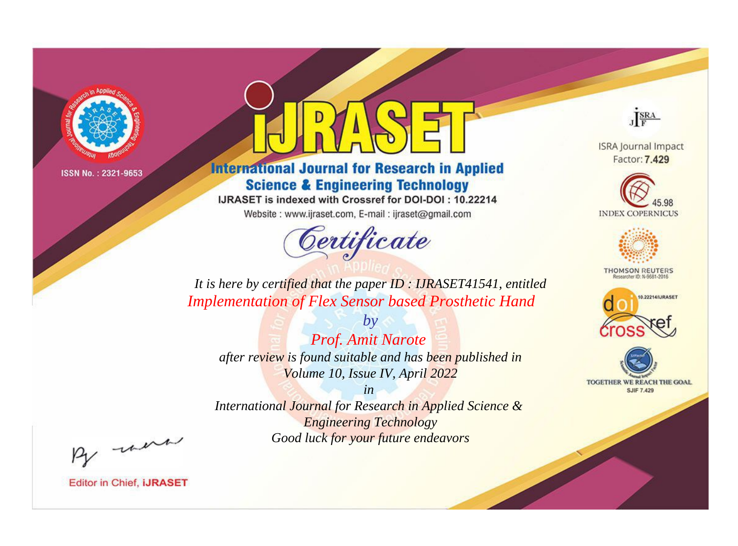ISSN No. : 2321-9653

# iJRASET

## International Journal for Research in Applied Science & Engineering Technology

IJRASET is indexed with Crossref for DOI-DOI : 10.22214

Website : www.ijraset.com, E-mail : ijraset@gmail.com

## *Certificate*

*It is here by certified that the paper ID : IJRASET41541, entitled*

*Implementation of Flex Sensor based Prosthetic Hand*

*by*

*Prof. Amit Narote*

*after review is found suitable and has been published in*

*Volume 10, Issue IV, April 2022*

*in*

*International Journal for Research in Applied Science & Engineering Technology*

*Good luck for your future endeavors*

ISRA Journal Impact Factor: **7.429**

45.98 INDEX COPERNICUS

THOMSON REUTERS Researcher ID: N-9681-2016

10.22214/IJRASET

TOGETHER WE REACH THE GOAL SJIF 7.429

Editor in Chief, **iJRASET**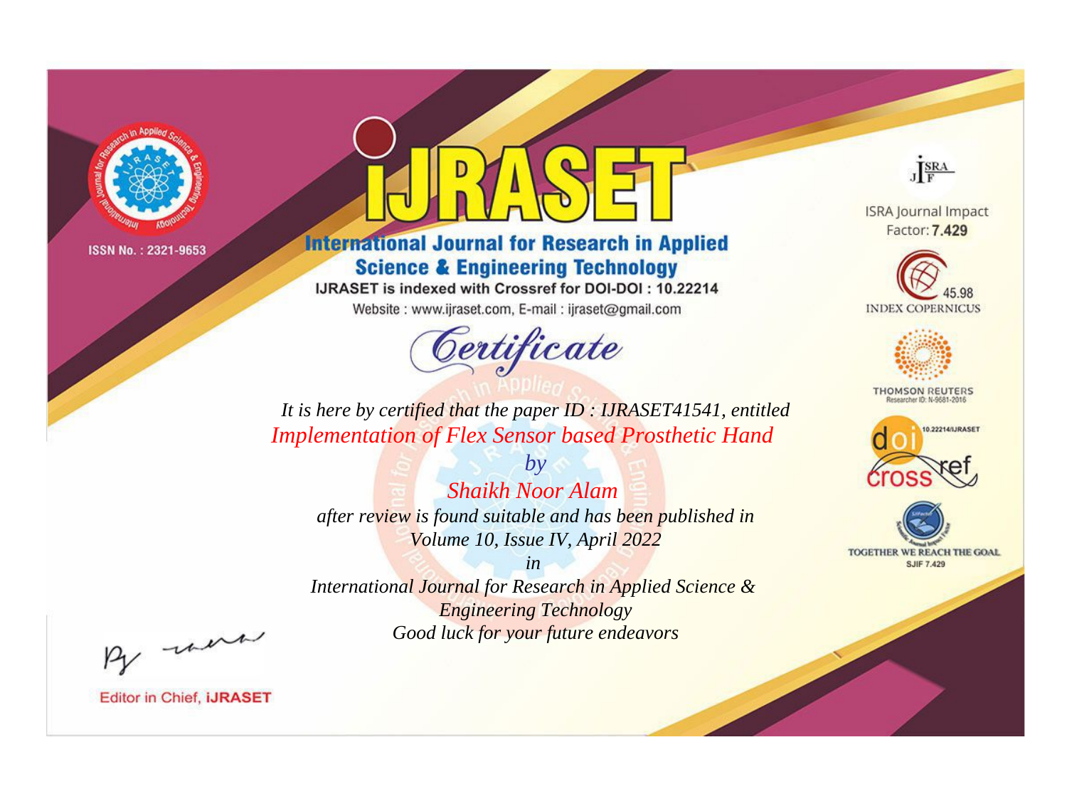ISSN No. : 2321-9653

# International Journal for Research in Applied Science & Engineering Technology

IJRASET is indexed with Crossref for DOI-DOI : 10.22214

Website : www.ijraset.com, E-mail : ijraset@gmail.com

## Certificate

*It is here by certified that the paper ID : IJRASET41541, entitled*

*Implementation of Flex Sensor based Prosthetic Hand*

*by*

*Shaikh Noor Alam*

*after review is found suitable and has been published in*

*Volume 10, Issue IV, April 2022*

*in*

*International Journal for Research in Applied Science & Engineering Technology*

*Good luck for your future endeavors*

ISRA Journal Impact Factor: **7.429**

45.98 INDEX COPERNICUS

THOMSON REUTERS Researcher ID: N-9681-2016

10.22214/IJRASET

TOGETHER WE REACH THE GOAL SJIF 7.429

Editor in Chief, **IJRASET**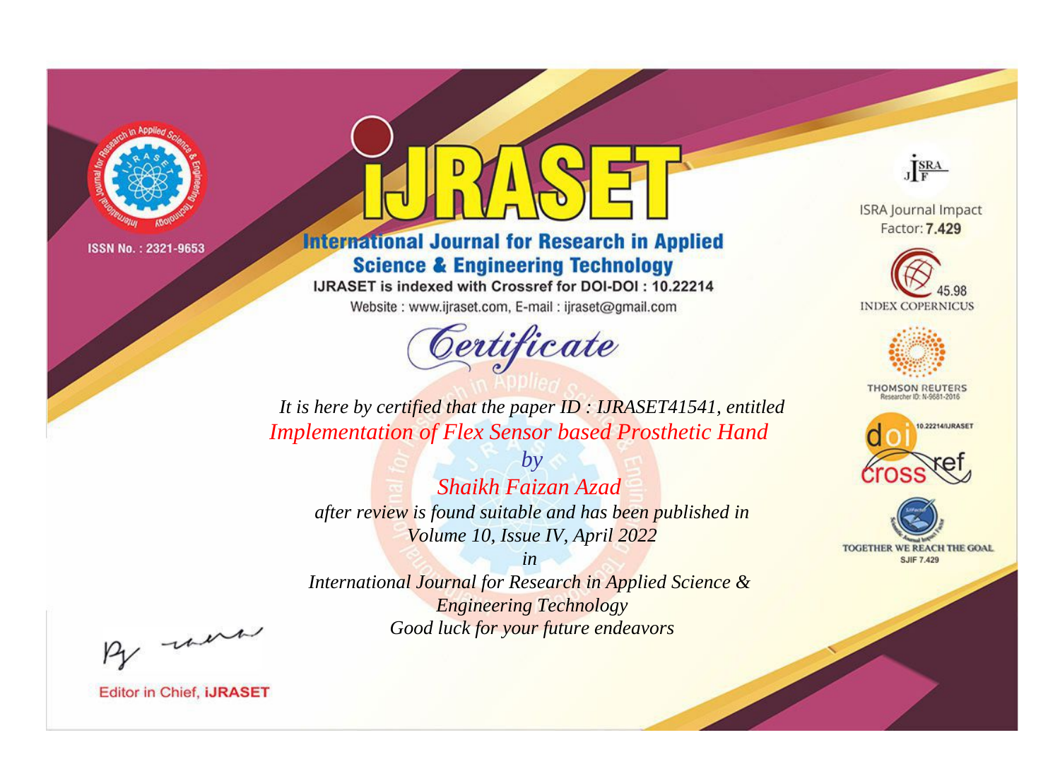ISSN No. : 2321-9653

# IJRASET

## International Journal for Research in Applied Science & Engineering Technology

IJRASET is indexed with Crossref for DOI-DOI : 10.22214

Website : www.ijraset.com, E-mail : ijraset@gmail.com

ISRA Journal Impact Factor: **7.429**

45.98 INDEX COPERNICUS

THOMSON REUTERS Researcher ID: N-9681-2016

10.22214/IJRASET

TOGETHER WE REACH THE GOAL SJIF 7.429

*Certificate*

*It is here by certified that the paper ID : IJRASET41541, entitled*

*Implementation of Flex Sensor based Prosthetic Hand*

*by*

*Shaikh Faizan Azad*

*after review is found suitable and has been published in*

*Volume 10, Issue IV, April 2022*

*in*

*International Journal for Research in Applied Science & Engineering Technology*

*Good luck for your future endeavors*

Editor in Chief, **iJRASET**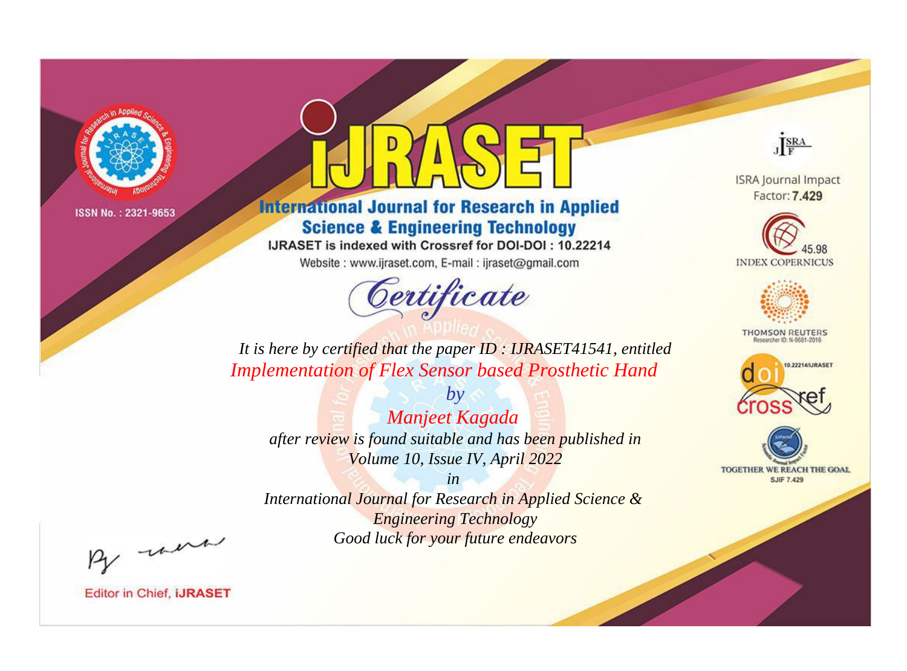ISSN No. : 2321-9653

# IJRASET

## International Journal for Research in Applied Science & Engineering Technology

IJRASET is indexed with Crossref for DOI-DOI : 10.22214

Website : www.ijraset.com, E-mail : ijraset@gmail.com

ISRA Journal Impact Factor: **7.429**

45.98 INDEX COPERNICUS

THOMSON REUTERS Researcher ID: N-9681-2016

10.22214/IJRASET

TOGETHER WE REACH THE GOAL SJIF 7.429

*Certificate*

*It is here by certified that the paper ID : IJRASET41541, entitled*

*Implementation of Flex Sensor based Prosthetic Hand*

*by*

*Manjeet Kagada*

*after review is found suitable and has been published in*

*Volume 10, Issue IV, April 2022*

*in*

*International Journal for Research in Applied Science & Engineering Technology*

*Good luck for your future endeavors*

Editor in Chief, **iJRASET**